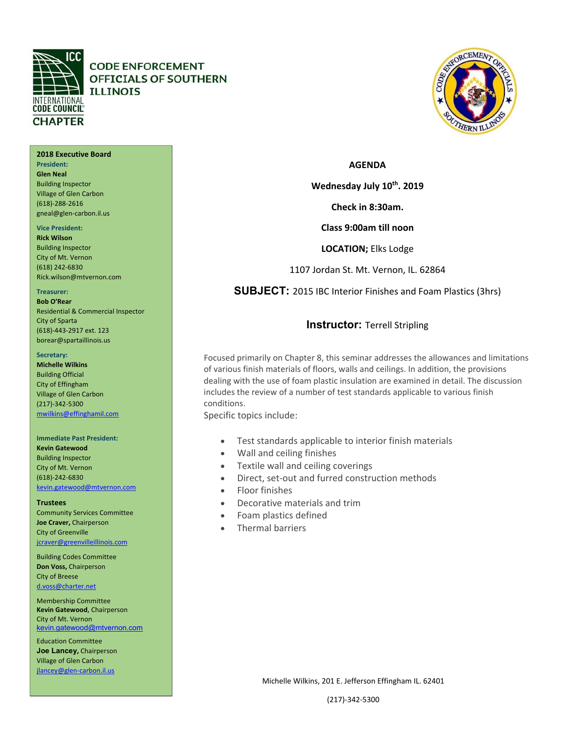# CODE ENFORCEMENT OFFICIALS OF SOUTHERN ILLINOIS

INTERNATIONAL CODE COUNCIL CHAPTER

**2018 Executive Board**

**President:**
**Glen Neal**
Building Inspector
Village of Glen Carbon
(618)-288-2616
gneal@glen-carbon.il.us

**Vice President:**
**Rick Wilson**
Building Inspector
City of Mt. Vernon
(618) 242-6830
Rick.wilson@mtvernon.com

**Treasurer:**
**Bob O'Rear**
Residential & Commercial Inspector
City of Sparta
(618)-443-2917 ext. 123
borear@spartaillinois.us

**Secretary:**
**Michelle Wilkins**
Building Official
City of Effingham
Village of Glen Carbon
(217)-342-5300
mwilkins@effinghamil.com

**Immediate Past President:**
**Kevin Gatewood**
Building Inspector
City of Mt. Vernon
(618)-242-6830
kevin.gatewood@mtvernon.com

**Trustees**

Community Services Committee
**Joe Craver,** Chairperson
City of Greenville
jcraver@greenvilleillinois.com

Building Codes Committee
**Don Voss,** Chairperson
City of Breese
d.voss@charter.net

Membership Committee
**Kevin Gatewood,** Chairperson
City of Mt. Vernon
kevin.gatewood@mtvernon.com

Education Committee
**Joe Lancey,** Chairperson
Village of Glen Carbon
jlancey@glen-carbon.il.us

---

**AGENDA**

**Wednesday July 10th. 2019**

**Check in 8:30am.**

**Class 9:00am till noon**

**LOCATION;** Elks Lodge

1107 Jordan St. Mt. Vernon, IL. 62864

**SUBJECT:** 2015 IBC Interior Finishes and Foam Plastics (3hrs)

**Instructor:** Terrell Stripling

Focused primarily on Chapter 8, this seminar addresses the allowances and limitations of various finish materials of floors, walls and ceilings. In addition, the provisions dealing with the use of foam plastic insulation are examined in detail. The discussion includes the review of a number of test standards applicable to various finish conditions.

Specific topics include:

- Test standards applicable to interior finish materials
- Wall and ceiling finishes
- Textile wall and ceiling coverings
- Direct, set-out and furred construction methods
- Floor finishes
- Decorative materials and trim
- Foam plastics defined
- Thermal barriers

Michelle Wilkins, 201 E. Jefferson Effingham IL. 62401

(217)-342-5300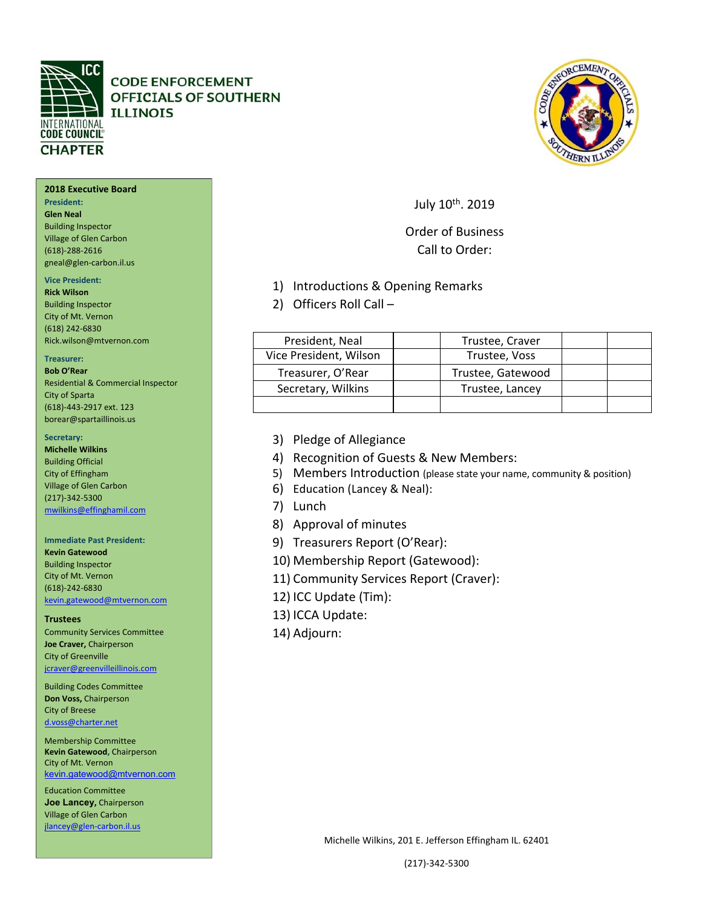# CODE ENFORCEMENT OFFICIALS OF SOUTHERN ILLINOIS

INTERNATIONAL CODE COUNCIL CHAPTER

**2018 Executive Board**

**President:**
**Glen Neal**
Building Inspector
Village of Glen Carbon
(618)-288-2616
gneal@glen-carbon.il.us

**Vice President:**
**Rick Wilson**
Building Inspector
City of Mt. Vernon
(618) 242-6830
Rick.wilson@mtvernon.com

**Treasurer:**
**Bob O'Rear**
Residential & Commercial Inspector
City of Sparta
(618)-443-2917 ext. 123
borear@spartaillinois.us

**Secretary:**
**Michelle Wilkins**
Building Official
City of Effingham
Village of Glen Carbon
(217)-342-5300
mwilkins@effinghamil.com

**Immediate Past President:**
**Kevin Gatewood**
Building Inspector
City of Mt. Vernon
(618)-242-6830
kevin.gatewood@mtvernon.com

**Trustees**

Community Services Committee
**Joe Craver,** Chairperson
City of Greenville
jcraver@greenvilleillinois.com

Building Codes Committee
**Don Voss,** Chairperson
City of Breese
d.voss@charter.net

Membership Committee
**Kevin Gatewood,** Chairperson
City of Mt. Vernon
kevin.gatewood@mtvernon.com

Education Committee
**Joe Lancey,** Chairperson
Village of Glen Carbon
jlancey@glen-carbon.il.us

---

July 10th. 2019

Order of Business
Call to Order:

1) Introductions & Opening Remarks
2) Officers Roll Call –

| | | | | |
|---|---|---|---|---|
| President, Neal | | Trustee, Craver | | |
| Vice President, Wilson | | Trustee, Voss | | |
| Treasurer, O'Rear | | Trustee, Gatewood | | |
| Secretary, Wilkins | | Trustee, Lancey | | |
| | | | | |

3) Pledge of Allegiance
4) Recognition of Guests & New Members:
5) Members Introduction (please state your name, community & position)
6) Education (Lancey & Neal):
7) Lunch
8) Approval of minutes
9) Treasurers Report (O'Rear):
10) Membership Report (Gatewood):
11) Community Services Report (Craver):
12) ICC Update (Tim):
13) ICCA Update:
14) Adjourn:

Michelle Wilkins, 201 E. Jefferson Effingham IL. 62401

(217)-342-5300